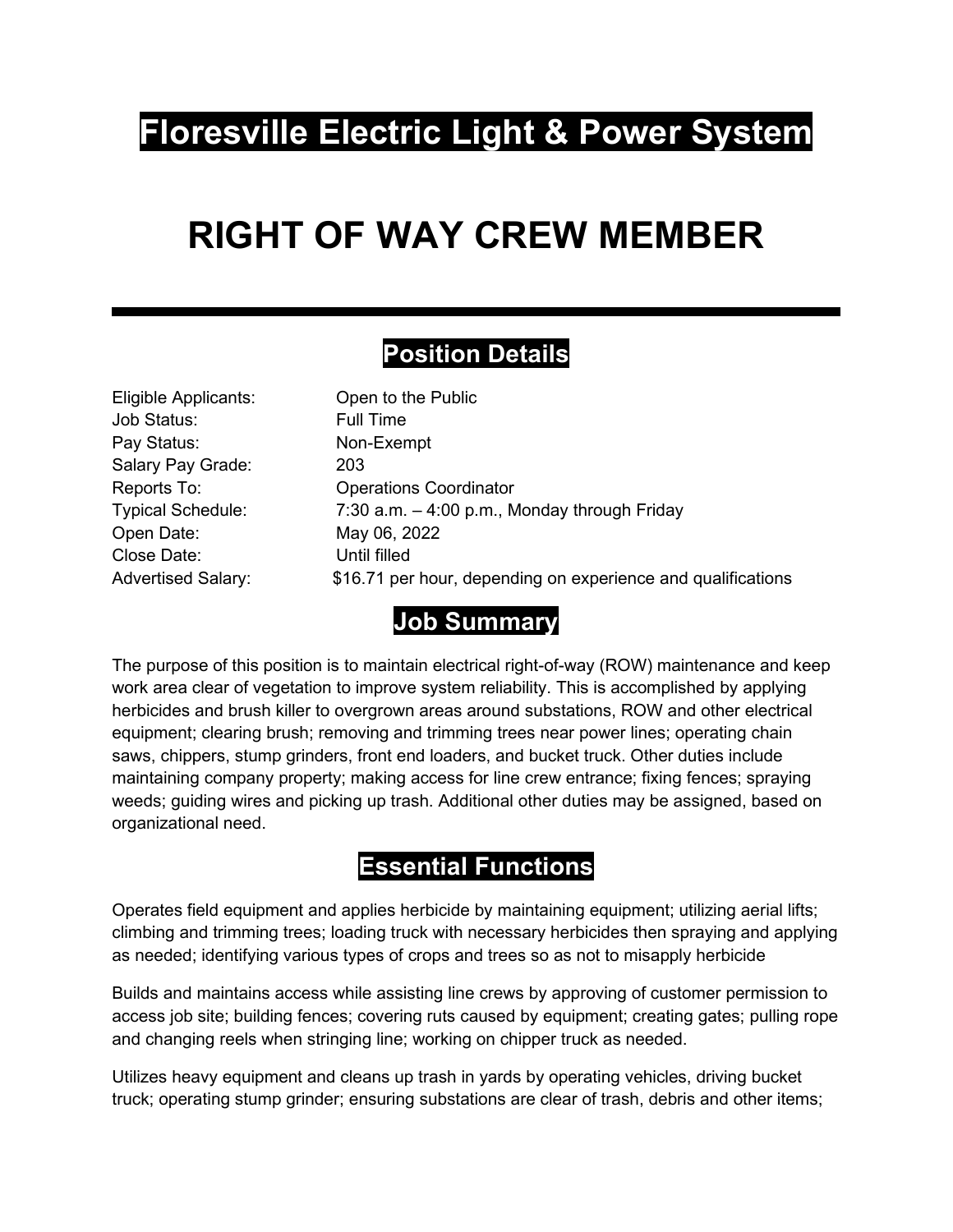# Floresville Electric Light & Power System

# RIGHT OF WAY CREW MEMBER

---

## Position Details

| | |
|---|---|
| Eligible Applicants: | Open to the Public |
| Job Status: | Full Time |
| Pay Status: | Non-Exempt |
| Salary Pay Grade: | 203 |
| Reports To: | Operations Coordinator |
| Typical Schedule: | 7:30 a.m. – 4:00 p.m., Monday through Friday |
| Open Date: | May 06, 2022 |
| Close Date: | Until filled |
| Advertised Salary: | $16.71 per hour, depending on experience and qualifications |

## Job Summary

The purpose of this position is to maintain electrical right-of-way (ROW) maintenance and keep work area clear of vegetation to improve system reliability. This is accomplished by applying herbicides and brush killer to overgrown areas around substations, ROW and other electrical equipment; clearing brush; removing and trimming trees near power lines; operating chain saws, chippers, stump grinders, front end loaders, and bucket truck. Other duties include maintaining company property; making access for line crew entrance; fixing fences; spraying weeds; guiding wires and picking up trash. Additional other duties may be assigned, based on organizational need.

## Essential Functions

Operates field equipment and applies herbicide by maintaining equipment; utilizing aerial lifts; climbing and trimming trees; loading truck with necessary herbicides then spraying and applying as needed; identifying various types of crops and trees so as not to misapply herbicide

Builds and maintains access while assisting line crews by approving of customer permission to access job site; building fences; covering ruts caused by equipment; creating gates; pulling rope and changing reels when stringing line; working on chipper truck as needed.

Utilizes heavy equipment and cleans up trash in yards by operating vehicles, driving bucket truck; operating stump grinder; ensuring substations are clear of trash, debris and other items;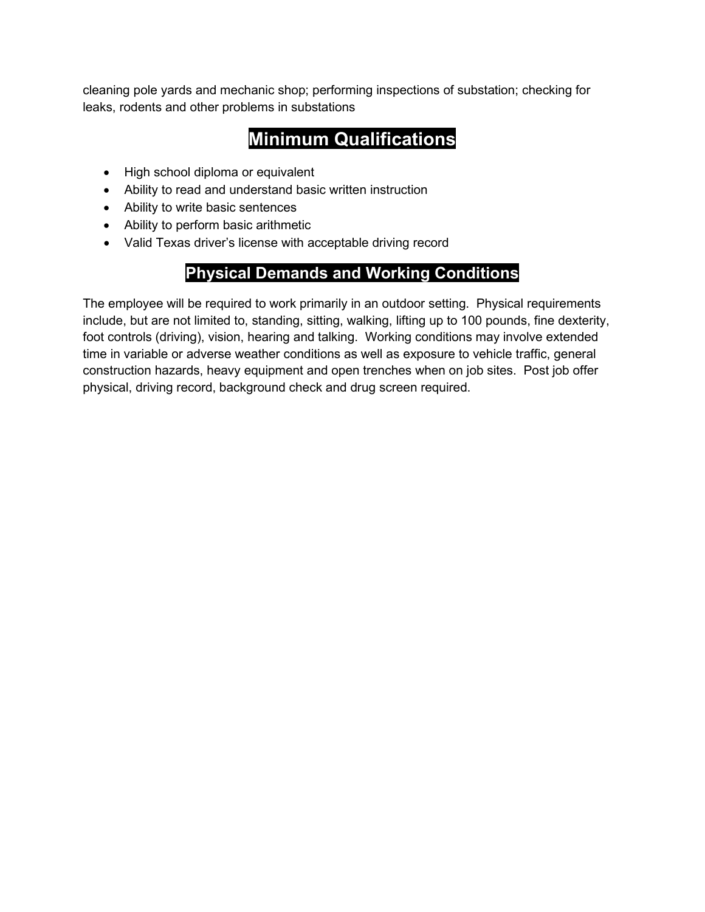cleaning pole yards and mechanic shop; performing inspections of substation; checking for leaks, rodents and other problems in substations

## Minimum Qualifications

- High school diploma or equivalent
- Ability to read and understand basic written instruction
- Ability to write basic sentences
- Ability to perform basic arithmetic
- Valid Texas driver's license with acceptable driving record

## Physical Demands and Working Conditions

The employee will be required to work primarily in an outdoor setting. Physical requirements include, but are not limited to, standing, sitting, walking, lifting up to 100 pounds, fine dexterity, foot controls (driving), vision, hearing and talking. Working conditions may involve extended time in variable or adverse weather conditions as well as exposure to vehicle traffic, general construction hazards, heavy equipment and open trenches when on job sites. Post job offer physical, driving record, background check and drug screen required.